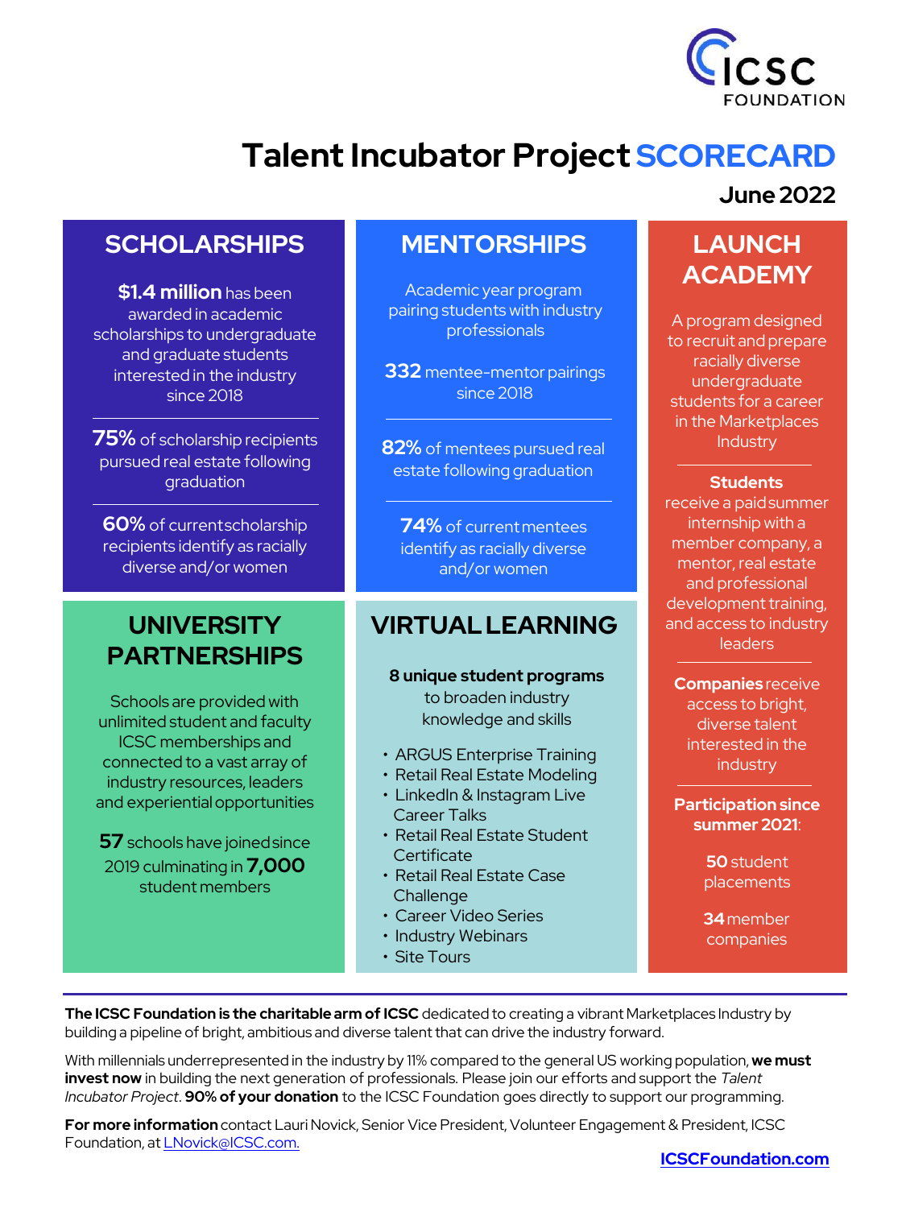ICSC FOUNDATION

# Talent Incubator Project SCORECARD

**June 2022**

## SCHOLARSHIPS

**$1.4 million** has been awarded in academic scholarships to undergraduate and graduate students interested in the industry since 2018

**75%** of scholarship recipients pursued real estate following graduation

**60%** of current scholarship recipients identify as racially diverse and/or women

## MENTORSHIPS

Academic year program pairing students with industry professionals

**332** mentee-mentor pairings since 2018

**82%** of mentees pursued real estate following graduation

**74%** of current mentees identify as racially diverse and/or women

## LAUNCH ACADEMY

A program designed to recruit and prepare racially diverse undergraduate students for a career in the Marketplaces Industry

**Students** receive a paid summer internship with a member company, a mentor, real estate and professional development training, and access to industry leaders

**Companies** receive access to bright, diverse talent interested in the industry

**Participation since summer 2021**:

**50** student placements

**34** member companies

## UNIVERSITY PARTNERSHIPS

Schools are provided with unlimited student and faculty ICSC memberships and connected to a vast array of industry resources, leaders and experiential opportunities

**57** schools have joined since 2019 culminating in **7,000** student members

## VIRTUAL LEARNING

**8 unique student programs** to broaden industry knowledge and skills

- ARGUS Enterprise Training
- Retail Real Estate Modeling
- LinkedIn & Instagram Live Career Talks
- Retail Real Estate Student Certificate
- Retail Real Estate Case Challenge
- Career Video Series
- Industry Webinars
- Site Tours

---

**The ICSC Foundation is the charitable arm of ICSC** dedicated to creating a vibrant Marketplaces Industry by building a pipeline of bright, ambitious and diverse talent that can drive the industry forward.

With millennials underrepresented in the industry by 11% compared to the general US working population, **we must invest now** in building the next generation of professionals. Please join our efforts and support the *Talent Incubator Project*. **90% of your donation** to the ICSC Foundation goes directly to support our programming.

**For more information** contact Lauri Novick, Senior Vice President, Volunteer Engagement & President, ICSC Foundation, at LNovick@ICSC.com.

**ICSCFoundation.com**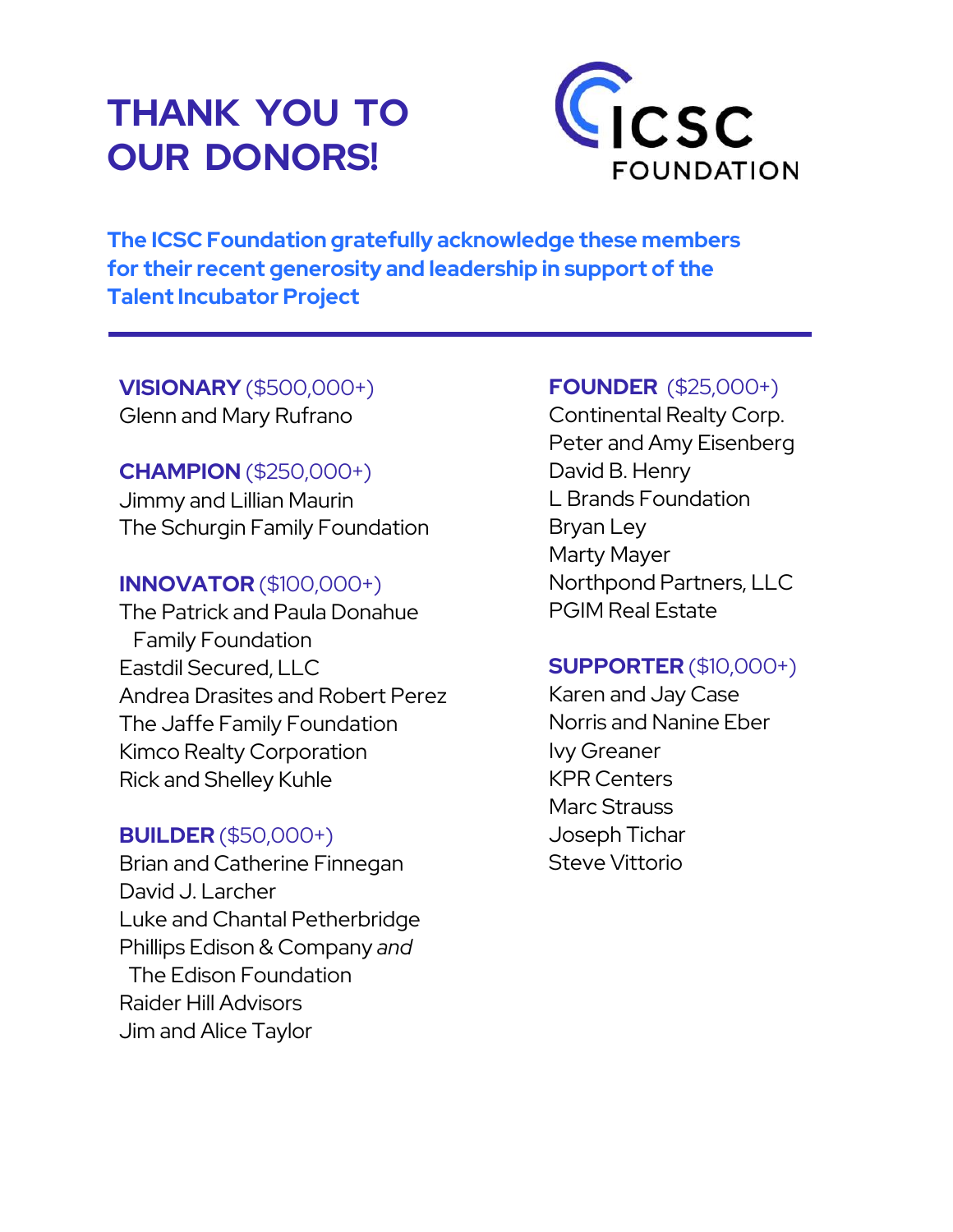# THANK YOU TO OUR DONORS!

ICSC FOUNDATION

**The ICSC Foundation gratefully acknowledge these members for their recent generosity and leadership in support of the Talent Incubator Project**

---

**VISIONARY** ($500,000+)
Glenn and Mary Rufrano

**CHAMPION** ($250,000+)
Jimmy and Lillian Maurin
The Schurgin Family Foundation

**INNOVATOR** ($100,000+)
The Patrick and Paula Donahue Family Foundation
Eastdil Secured, LLC
Andrea Drasites and Robert Perez
The Jaffe Family Foundation
Kimco Realty Corporation
Rick and Shelley Kuhle

**BUILDER** ($50,000+)
Brian and Catherine Finnegan
David J. Larcher
Luke and Chantal Petherbridge
Phillips Edison & Company *and* The Edison Foundation
Raider Hill Advisors
Jim and Alice Taylor

**FOUNDER** ($25,000+)
Continental Realty Corp.
Peter and Amy Eisenberg
David B. Henry
L Brands Foundation
Bryan Ley
Marty Mayer
Northpond Partners, LLC
PGIM Real Estate

**SUPPORTER** ($10,000+)
Karen and Jay Case
Norris and Nanine Eber
Ivy Greaner
KPR Centers
Marc Strauss
Joseph Tichar
Steve Vittorio